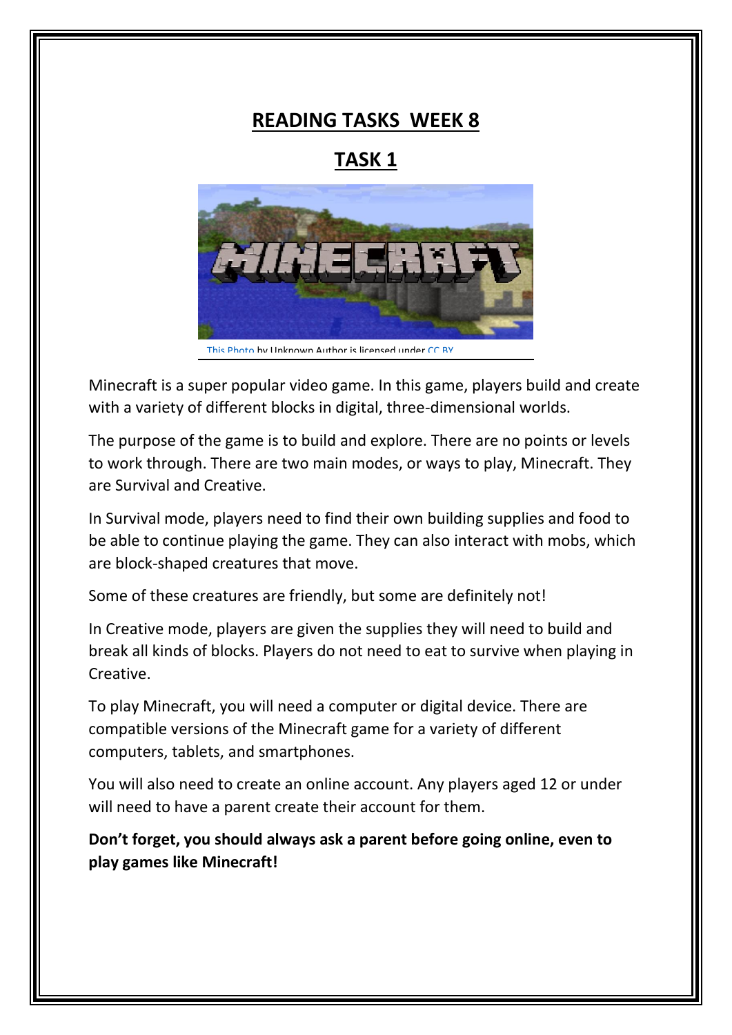# READING TASKS WEEK 8

## TASK 1

This Photo by Unknown Author is licensed under CC BY

Minecraft is a super popular video game. In this game, players build and create with a variety of different blocks in digital, three-dimensional worlds.

The purpose of the game is to build and explore. There are no points or levels to work through. There are two main modes, or ways to play, Minecraft. They are Survival and Creative.

In Survival mode, players need to find their own building supplies and food to be able to continue playing the game. They can also interact with mobs, which are block-shaped creatures that move.

Some of these creatures are friendly, but some are definitely not!

In Creative mode, players are given the supplies they will need to build and break all kinds of blocks. Players do not need to eat to survive when playing in Creative.

To play Minecraft, you will need a computer or digital device. There are compatible versions of the Minecraft game for a variety of different computers, tablets, and smartphones.

You will also need to create an online account. Any players aged 12 or under will need to have a parent create their account for them.

**Don't forget, you should always ask a parent before going online, even to play games like Minecraft!**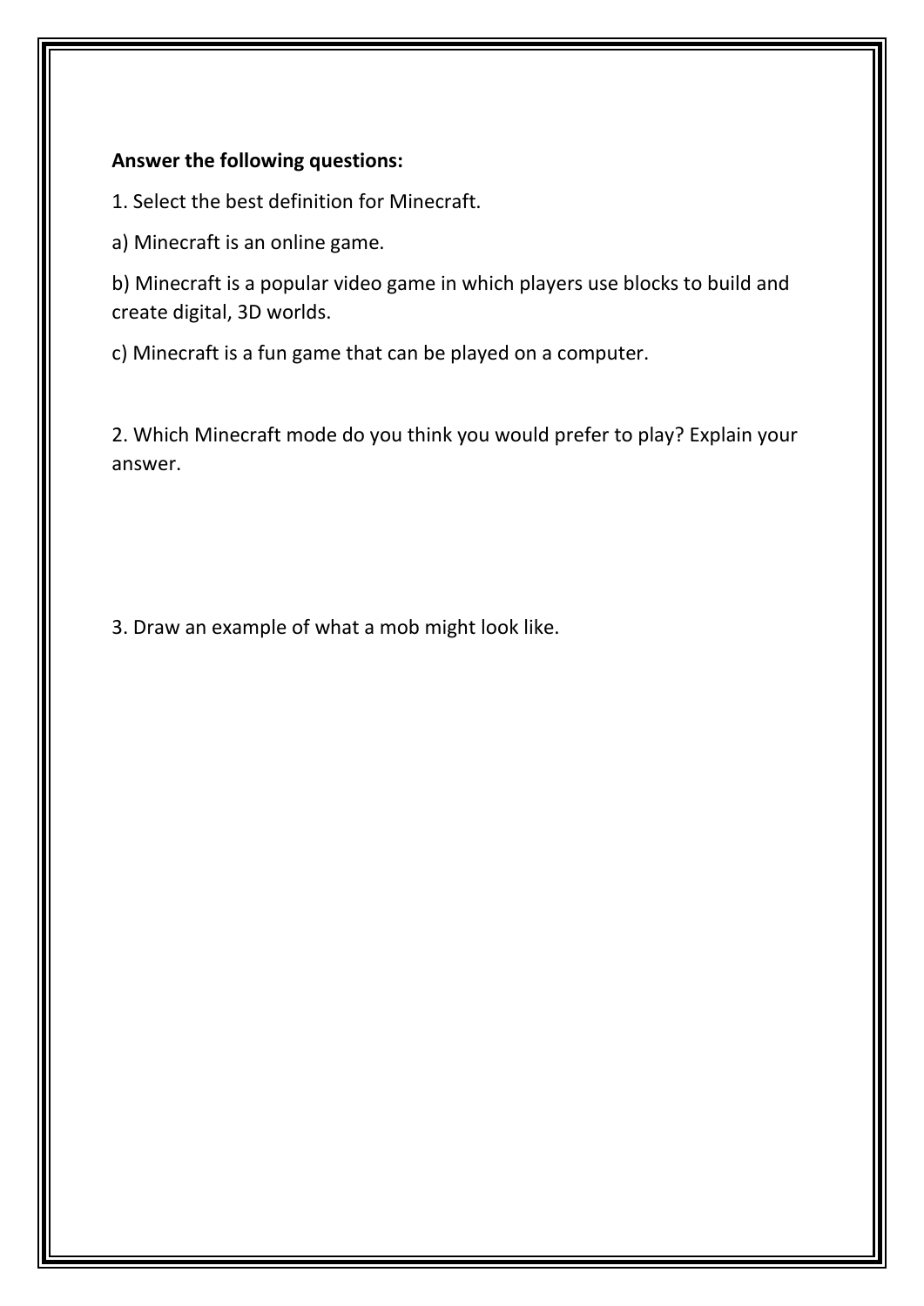**Answer the following questions:**

1. Select the best definition for Minecraft.

a) Minecraft is an online game.

b) Minecraft is a popular video game in which players use blocks to build and create digital, 3D worlds.

c) Minecraft is a fun game that can be played on a computer.

2. Which Minecraft mode do you think you would prefer to play? Explain your answer.

3. Draw an example of what a mob might look like.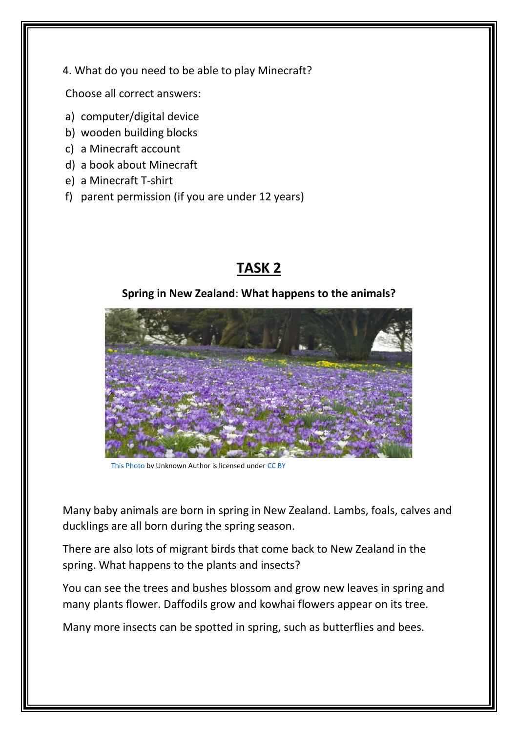4. What do you need to be able to play Minecraft?

Choose all correct answers:

a) computer/digital device
b) wooden building blocks
c) a Minecraft account
d) a book about Minecraft
e) a Minecraft T-shirt
f) parent permission (if you are under 12 years)

## TASK 2

**Spring in New Zealand**: **What happens to the animals?**

This Photo by Unknown Author is licensed under CC BY

Many baby animals are born in spring in New Zealand. Lambs, foals, calves and ducklings are all born during the spring season.

There are also lots of migrant birds that come back to New Zealand in the spring. What happens to the plants and insects?

You can see the trees and bushes blossom and grow new leaves in spring and many plants flower. Daffodils grow and kowhai flowers appear on its tree.

Many more insects can be spotted in spring, such as butterflies and bees.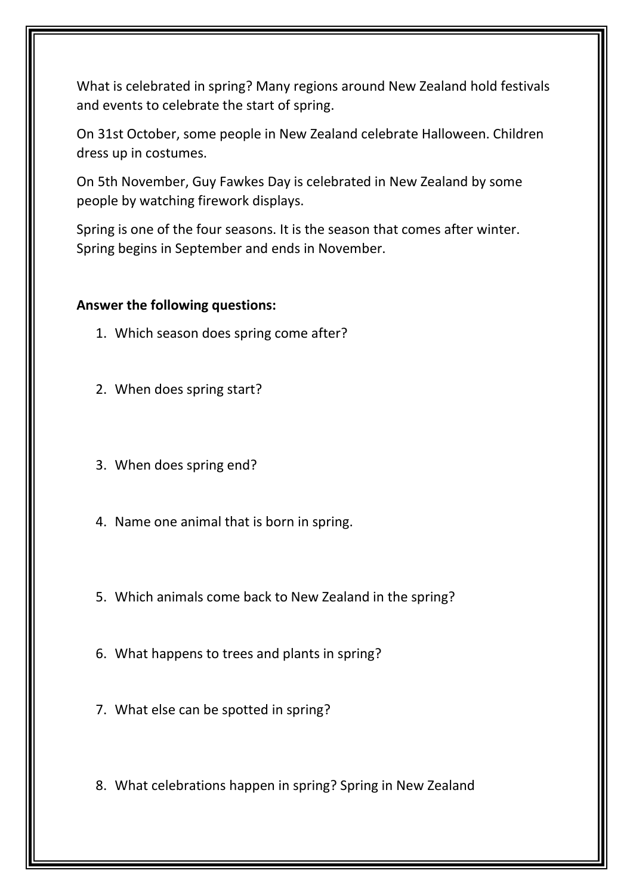What is celebrated in spring? Many regions around New Zealand hold festivals and events to celebrate the start of spring.

On 31st October, some people in New Zealand celebrate Halloween. Children dress up in costumes.

On 5th November, Guy Fawkes Day is celebrated in New Zealand by some people by watching firework displays.

Spring is one of the four seasons. It is the season that comes after winter. Spring begins in September and ends in November.

**Answer the following questions:**

1. Which season does spring come after?
2. When does spring start?
3. When does spring end?
4. Name one animal that is born in spring.
5. Which animals come back to New Zealand in the spring?
6. What happens to trees and plants in spring?
7. What else can be spotted in spring?
8. What celebrations happen in spring? Spring in New Zealand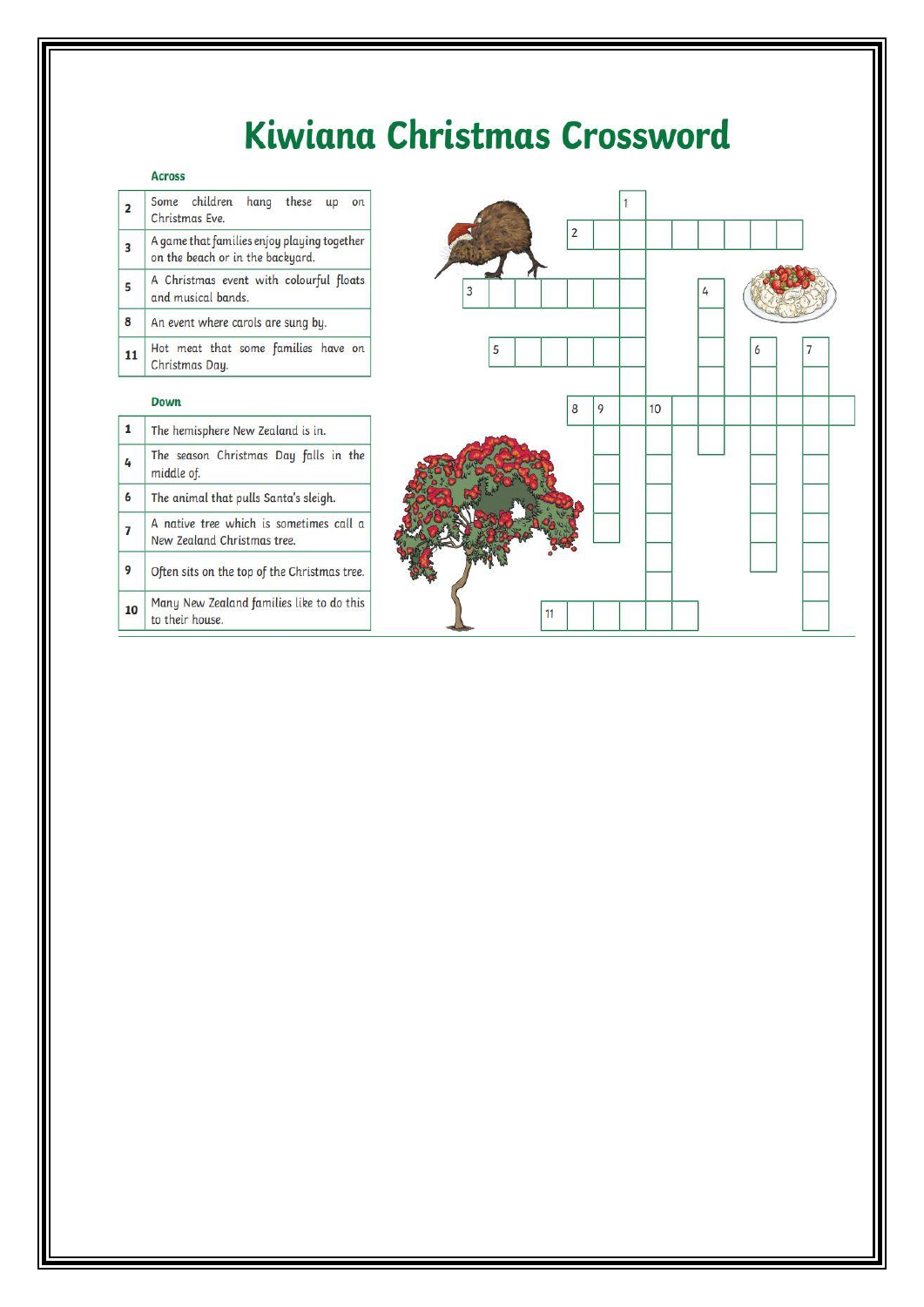# Kiwiana Christmas Crossword

**Across**

| | |
|---|---|
| 2 | Some children hang these up on Christmas Eve. |
| 3 | A game that families enjoy playing together on the beach or in the backyard. |
| 5 | A Christmas event with colourful floats and musical bands. |
| 8 | An event where carols are sung by. |
| 11 | Hot meat that some families have on Christmas Day. |

**Down**

| | |
|---|---|
| 1 | The hemisphere New Zealand is in. |
| 4 | The season Christmas Day falls in the middle of. |
| 6 | The animal that pulls Santa's sleigh. |
| 7 | A native tree which is sometimes call a New Zealand Christmas tree. |
| 9 | Often sits on the top of the Christmas tree. |
| 10 | Many New Zealand families like to do this to their house. |

1 2 3 4 5 6 7 8 9 10 11